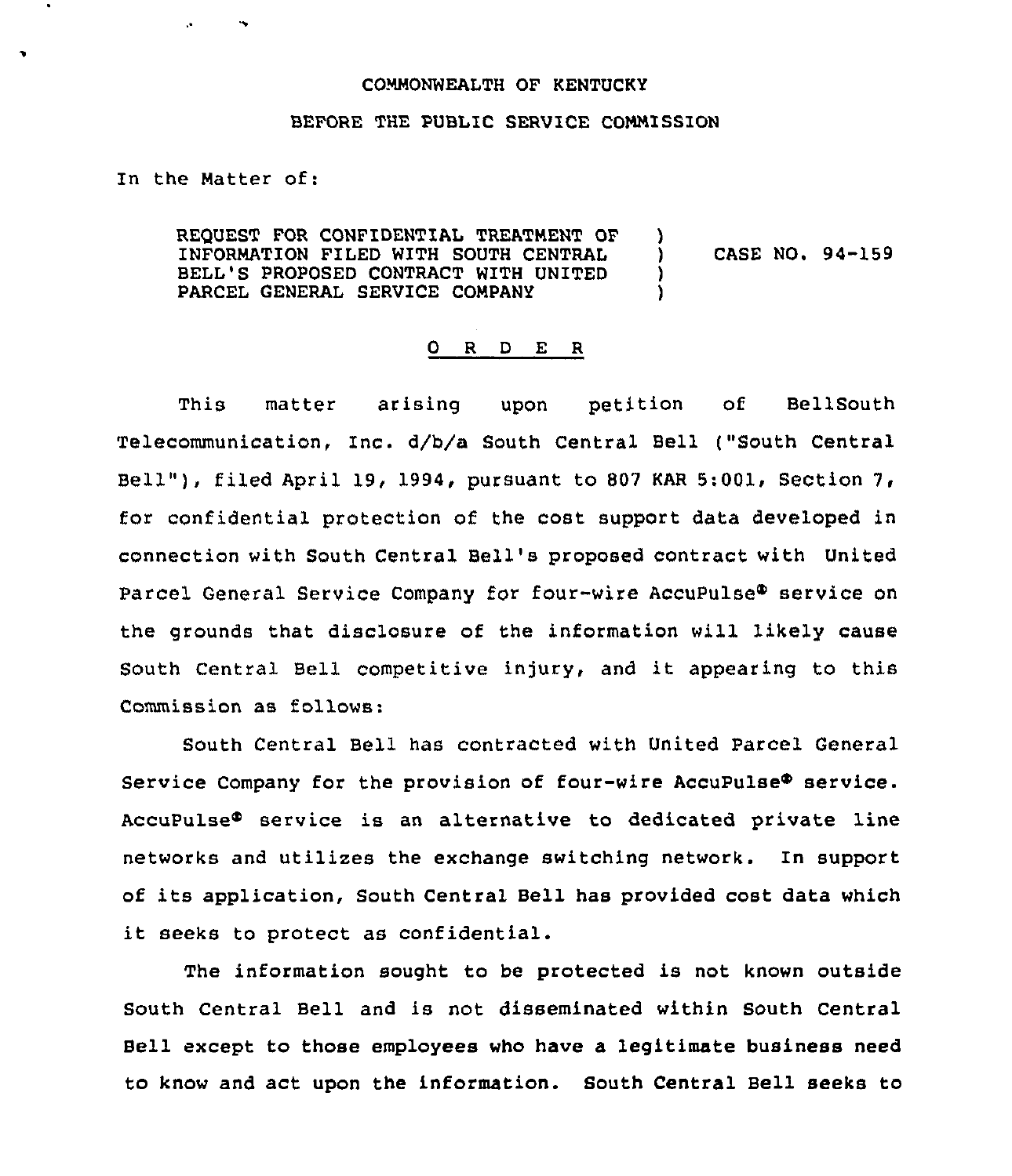COMMONWEALTH OF KENTUCKY

BEFORE THE PUBLIC SERVICE COMMISSION

In the Matter of:

| | | |
|---|---|---|
| REQUEST FOR CONFIDENTIAL TREATMENT OF INFORMATION FILED WITH SOUTH CENTRAL BELL'S PROPOSED CONTRACT WITH UNITED PARCEL GENERAL SERVICE COMPANY | ) ) ) ) | CASE NO. 94-159 |

O R D E R

This matter arising upon petition of BellSouth Telecommunication, Inc. d/b/a South Central Bell ("South Central Bell"), filed April 19, 1994, pursuant to 807 KAR 5:001, Section 7, for confidential protection of the cost support data developed in connection with South Central Bell's proposed contract with United Parcel General Service Company for four-wire AccuPulse® service on the grounds that disclosure of the information will likely cause South Central Bell competitive injury, and it appearing to this Commission as follows:

South Central Bell has contracted with United Parcel General Service Company for the provision of four-wire AccuPulse® service. AccuPulse® service is an alternative to dedicated private line networks and utilizes the exchange switching network. In support of its application, South Central Bell has provided cost data which it seeks to protect as confidential.

The information sought to be protected is not known outside South Central Bell and is not disseminated within South Central Bell except to those employees who have a legitimate business need to know and act upon the information. South Central Bell seeks to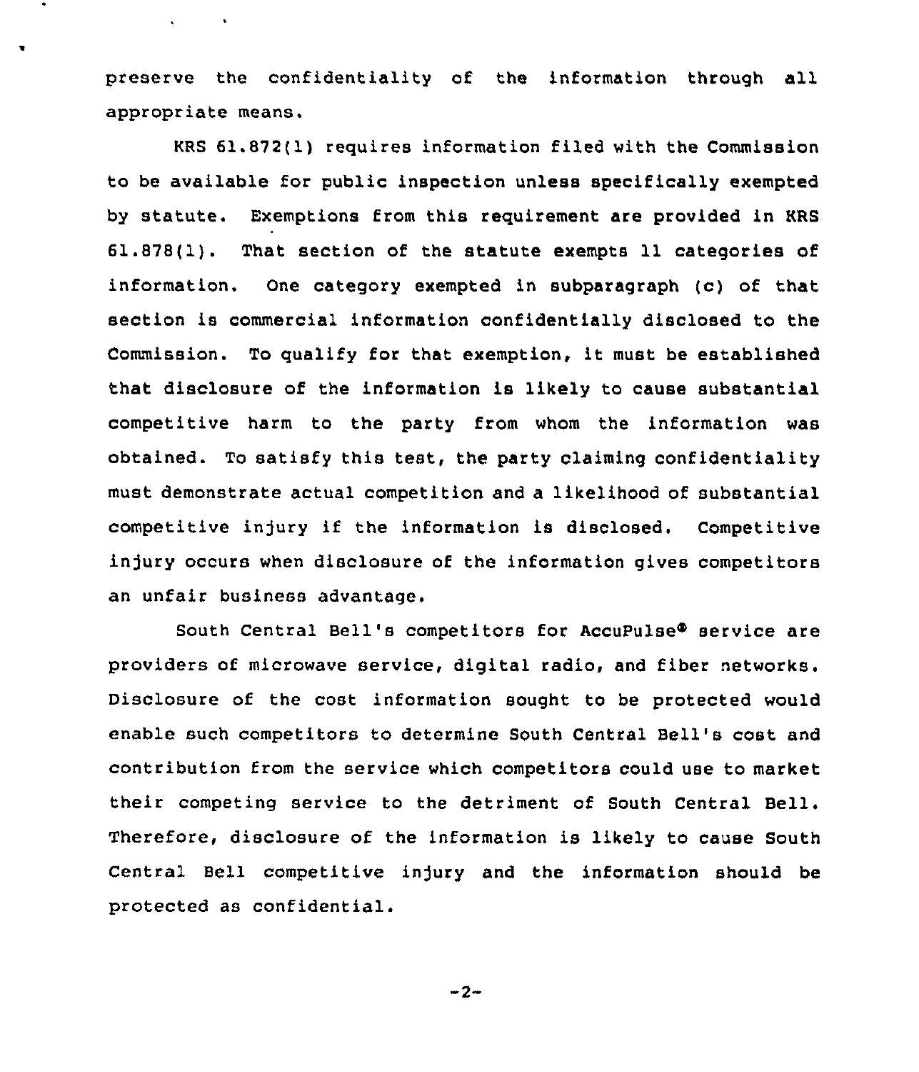preserve the confidentiality of the information through all appropriate means.

KRS 61.872(1) requires information filed with the Commission to be available for public inspection unless specifically exempted by statute. Exemptions from this requirement are provided in KRS 61.878(1). That section of the statute exempts 11 categories of information. One category exempted in subparagraph (c) of that section is commercial information confidentially disclosed to the Commission. To qualify for that exemption, it must be established that disclosure of the information is likely to cause substantial competitive harm to the party from whom the information was obtained. To satisfy this test, the party claiming confidentiality must demonstrate actual competition and a likelihood of substantial competitive injury if the information is disclosed. Competitive injury occurs when disclosure of the information gives competitors an unfair business advantage.

South Central Bell's competitors for AccuPulse® service are providers of microwave service, digital radio, and fiber networks. Disclosure of the cost information sought to be protected would enable such competitors to determine South Central Bell's cost and contribution from the service which competitors could use to market their competing service to the detriment of South Central Bell. Therefore, disclosure of the information is likely to cause South Central Bell competitive injury and the information should be protected as confidential.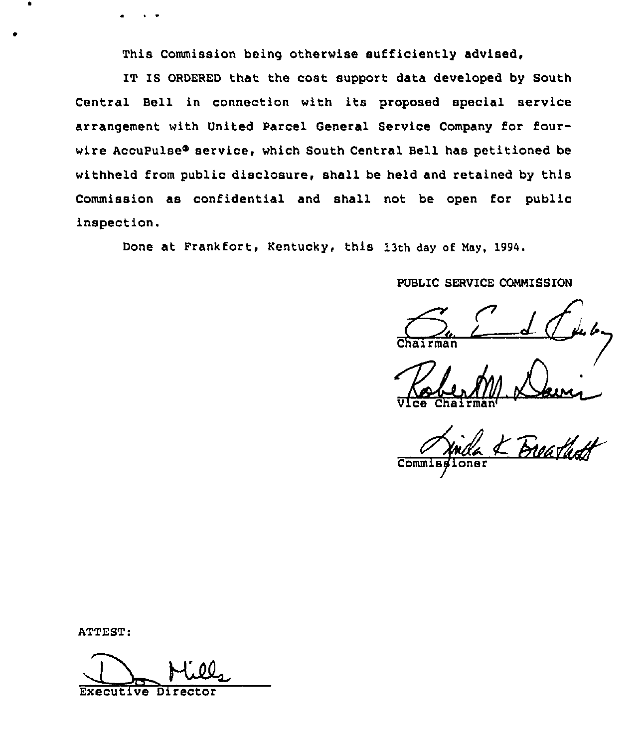This Commission being otherwise sufficiently advised,

IT IS ORDERED that the cost support data developed by South Central Bell in connection with its proposed special service arrangement with United Parcel General Service Company for four-wire AccuPulse® service, which South Central Bell has petitioned be withheld from public disclosure, shall be held and retained by this Commission as confidential and shall not be open for public inspection.

Done at Frankfort, Kentucky, this 13th day of May, 1994.

PUBLIC SERVICE COMMISSION

Chairman

Vice Chairman

Commissioner

ATTEST:

Executive Director